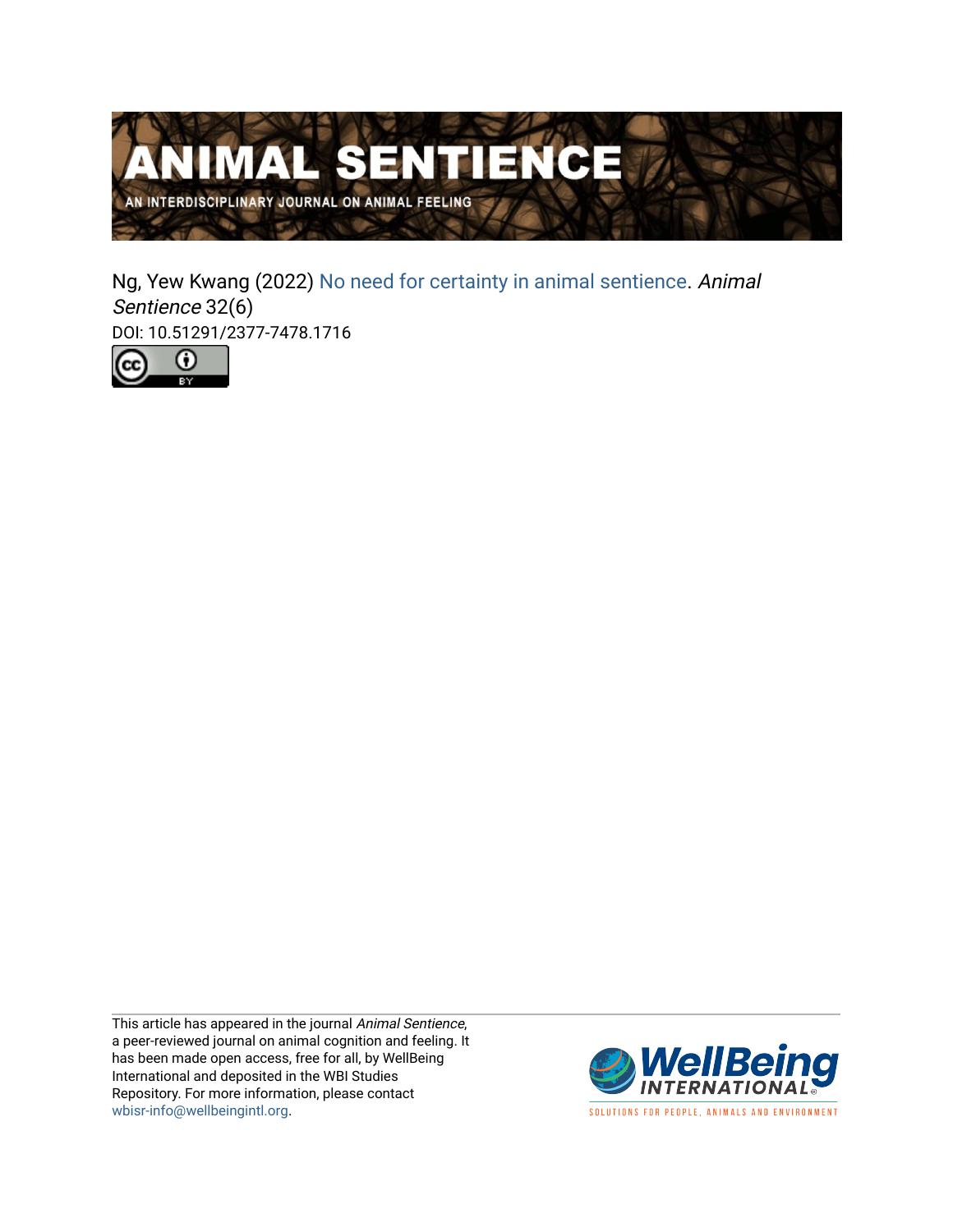# ANIMAL SENTIENCE

AN INTERDISCIPLINARY JOURNAL ON ANIMAL FEELING

Ng, Yew Kwang (2022) No need for certainty in animal sentience. *Animal Sentience* 32(6)

DOI: 10.51291/2377-7478.1716

This article has appeared in the journal *Animal Sentience*, a peer-reviewed journal on animal cognition and feeling. It has been made open access, free for all, by WellBeing International and deposited in the WBI Studies Repository. For more information, please contact wbisr-info@wellbeingintl.org.

WellBeing INTERNATIONAL

SOLUTIONS FOR PEOPLE, ANIMALS AND ENVIRONMENT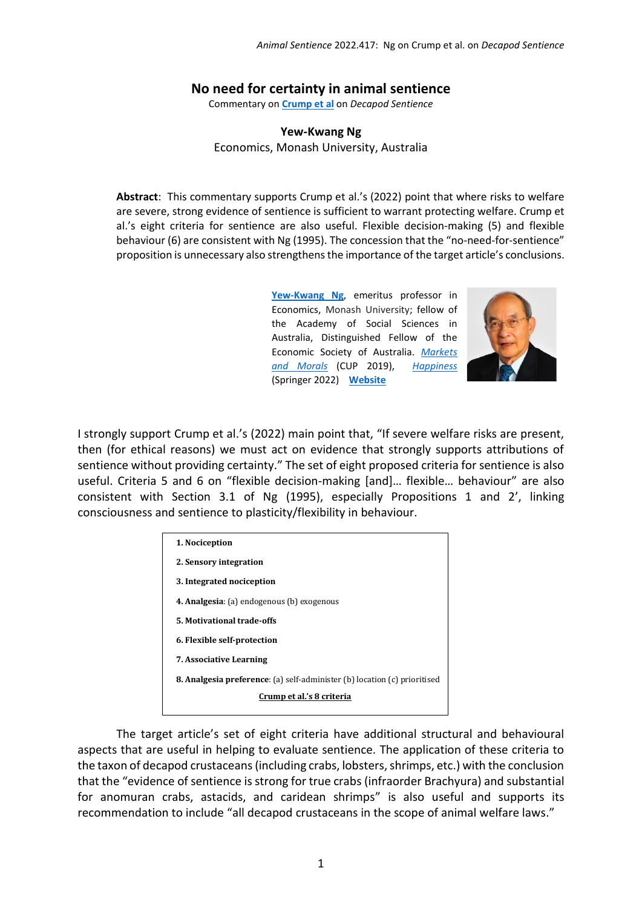# No need for certainty in animal sentience

Commentary on **Crump et al** on *Decapod Sentience*

**Yew-Kwang Ng**
Economics, Monash University, Australia

**Abstract**: This commentary supports Crump et al.'s (2022) point that where risks to welfare are severe, strong evidence of sentience is sufficient to warrant protecting welfare. Crump et al.'s eight criteria for sentience are also useful. Flexible decision-making (5) and flexible behaviour (6) are consistent with Ng (1995). The concession that the "no-need-for-sentience" proposition is unnecessary also strengthens the importance of the target article's conclusions.

**Yew-Kwang Ng**, emeritus professor in Economics, Monash University; fellow of the Academy of Social Sciences in Australia, Distinguished Fellow of the Economic Society of Australia. *Markets and Morals* (CUP 2019), *Happiness* (Springer 2022) **Website**

I strongly support Crump et al.'s (2022) main point that, "If severe welfare risks are present, then (for ethical reasons) we must act on evidence that strongly supports attributions of sentience without providing certainty." The set of eight proposed criteria for sentience is also useful. Criteria 5 and 6 on "flexible decision-making [and]… flexible… behaviour" are also consistent with Section 3.1 of Ng (1995), especially Propositions 1 and 2', linking consciousness and sentience to plasticity/flexibility in behaviour.

1. **Nociception**
2. **Sensory integration**
3. **Integrated nociception**
4. **Analgesia**: (a) endogenous (b) exogenous
5. **Motivational trade-offs**
6. **Flexible self-protection**
7. **Associative Learning**
8. **Analgesia preference**: (a) self-administer (b) location (c) prioritised

**Crump et al.'s 8 criteria**

The target article's set of eight criteria have additional structural and behavioural aspects that are useful in helping to evaluate sentience. The application of these criteria to the taxon of decapod crustaceans (including crabs, lobsters, shrimps, etc.) with the conclusion that the "evidence of sentience is strong for true crabs (infraorder Brachyura) and substantial for anomuran crabs, astacids, and caridean shrimps" is also useful and supports its recommendation to include "all decapod crustaceans in the scope of animal welfare laws."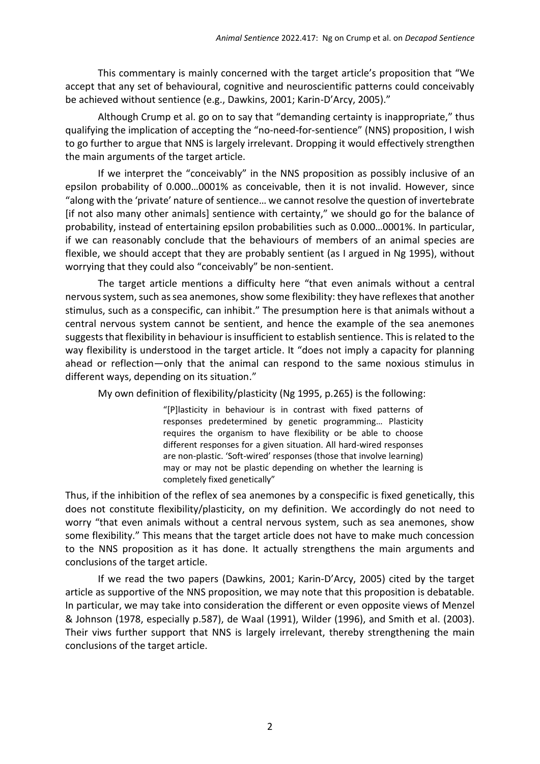This commentary is mainly concerned with the target article's proposition that "We accept that any set of behavioural, cognitive and neuroscientific patterns could conceivably be achieved without sentience (e.g., Dawkins, 2001; Karin-D'Arcy, 2005)."

Although Crump et al. go on to say that "demanding certainty is inappropriate," thus qualifying the implication of accepting the "no-need-for-sentience" (NNS) proposition, I wish to go further to argue that NNS is largely irrelevant. Dropping it would effectively strengthen the main arguments of the target article.

If we interpret the "conceivably" in the NNS proposition as possibly inclusive of an epsilon probability of 0.000…0001% as conceivable, then it is not invalid. However, since "along with the 'private' nature of sentience… we cannot resolve the question of invertebrate [if not also many other animals] sentience with certainty," we should go for the balance of probability, instead of entertaining epsilon probabilities such as 0.000…0001%. In particular, if we can reasonably conclude that the behaviours of members of an animal species are flexible, we should accept that they are probably sentient (as I argued in Ng 1995), without worrying that they could also "conceivably" be non-sentient.

The target article mentions a difficulty here "that even animals without a central nervous system, such as sea anemones, show some flexibility: they have reflexes that another stimulus, such as a conspecific, can inhibit." The presumption here is that animals without a central nervous system cannot be sentient, and hence the example of the sea anemones suggests that flexibility in behaviour is insufficient to establish sentience. This is related to the way flexibility is understood in the target article. It "does not imply a capacity for planning ahead or reflection—only that the animal can respond to the same noxious stimulus in different ways, depending on its situation."

My own definition of flexibility/plasticity (Ng 1995, p.265) is the following:

> "[P]lasticity in behaviour is in contrast with fixed patterns of responses predetermined by genetic programming… Plasticity requires the organism to have flexibility or be able to choose different responses for a given situation. All hard-wired responses are non-plastic. 'Soft-wired' responses (those that involve learning) may or may not be plastic depending on whether the learning is completely fixed genetically"

Thus, if the inhibition of the reflex of sea anemones by a conspecific is fixed genetically, this does not constitute flexibility/plasticity, on my definition. We accordingly do not need to worry "that even animals without a central nervous system, such as sea anemones, show some flexibility." This means that the target article does not have to make much concession to the NNS proposition as it has done. It actually strengthens the main arguments and conclusions of the target article.

If we read the two papers (Dawkins, 2001; Karin-D'Arcy, 2005) cited by the target article as supportive of the NNS proposition, we may note that this proposition is debatable. In particular, we may take into consideration the different or even opposite views of Menzel & Johnson (1978, especially p.587), de Waal (1991), Wilder (1996), and Smith et al. (2003). Their viws further support that NNS is largely irrelevant, thereby strengthening the main conclusions of the target article.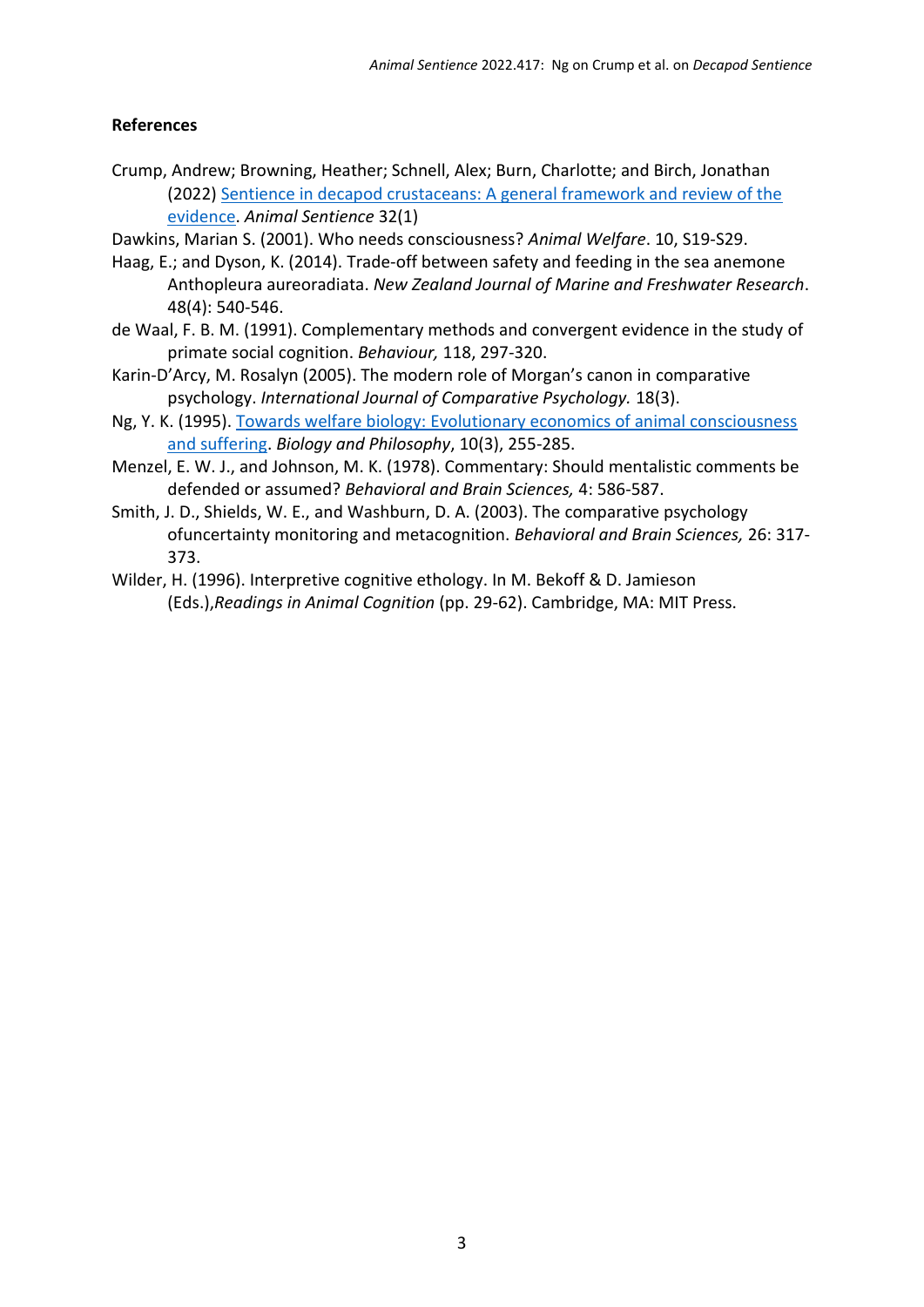## References

Crump, Andrew; Browning, Heather; Schnell, Alex; Burn, Charlotte; and Birch, Jonathan (2022) Sentience in decapod crustaceans: A general framework and review of the evidence. *Animal Sentience* 32(1)

Dawkins, Marian S. (2001). Who needs consciousness? *Animal Welfare*. 10, S19-S29.

Haag, E.; and Dyson, K. (2014). Trade-off between safety and feeding in the sea anemone Anthopleura aureoradiata. *New Zealand Journal of Marine and Freshwater Research*. 48(4): 540-546.

de Waal, F. B. M. (1991). Complementary methods and convergent evidence in the study of primate social cognition. *Behaviour,* 118, 297-320.

Karin-D'Arcy, M. Rosalyn (2005). The modern role of Morgan's canon in comparative psychology. *International Journal of Comparative Psychology.* 18(3).

Ng, Y. K. (1995). Towards welfare biology: Evolutionary economics of animal consciousness and suffering. *Biology and Philosophy*, 10(3), 255-285.

Menzel, E. W. J., and Johnson, M. K. (1978). Commentary: Should mentalistic comments be defended or assumed? *Behavioral and Brain Sciences,* 4: 586-587.

Smith, J. D., Shields, W. E., and Washburn, D. A. (2003). The comparative psychology ofuncertainty monitoring and metacognition. *Behavioral and Brain Sciences,* 26: 317-373.

Wilder, H. (1996). Interpretive cognitive ethology. In M. Bekoff & D. Jamieson (Eds.),*Readings in Animal Cognition* (pp. 29-62). Cambridge, MA: MIT Press.